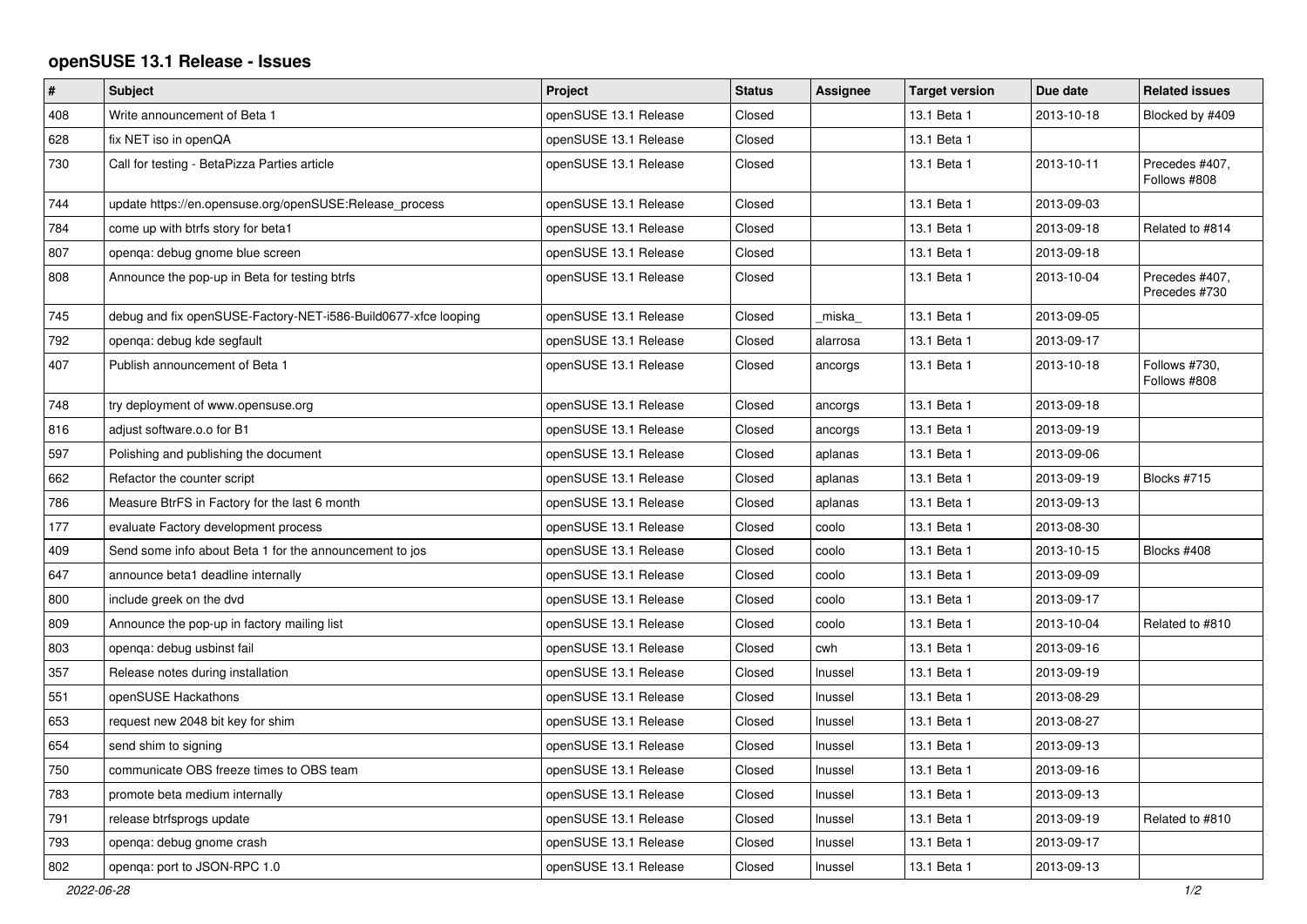## openSUSE 13.1 Release - Issues

| # | Subject | Project | Status | Assignee | Target version | Due date | Related issues |
|---|---|---|---|---|---|---|---|
| 408 | Write announcement of Beta 1 | openSUSE 13.1 Release | Closed | | 13.1 Beta 1 | 2013-10-18 | Blocked by #409 |
| 628 | fix NET iso in openQA | openSUSE 13.1 Release | Closed | | 13.1 Beta 1 | | |
| 730 | Call for testing - BetaPizza Parties article | openSUSE 13.1 Release | Closed | | 13.1 Beta 1 | 2013-10-11 | Precedes #407, Follows #808 |
| 744 | update https://en.opensuse.org/openSUSE:Release_process | openSUSE 13.1 Release | Closed | | 13.1 Beta 1 | 2013-09-03 | |
| 784 | come up with btrfs story for beta1 | openSUSE 13.1 Release | Closed | | 13.1 Beta 1 | 2013-09-18 | Related to #814 |
| 807 | openqa: debug gnome blue screen | openSUSE 13.1 Release | Closed | | 13.1 Beta 1 | 2013-09-18 | |
| 808 | Announce the pop-up in Beta for testing btrfs | openSUSE 13.1 Release | Closed | | 13.1 Beta 1 | 2013-10-04 | Precedes #407, Precedes #730 |
| 745 | debug and fix openSUSE-Factory-NET-i586-Build0677-xfce looping | openSUSE 13.1 Release | Closed | _miska_ | 13.1 Beta 1 | 2013-09-05 | |
| 792 | openqa: debug kde segfault | openSUSE 13.1 Release | Closed | alarrosa | 13.1 Beta 1 | 2013-09-17 | |
| 407 | Publish announcement of Beta 1 | openSUSE 13.1 Release | Closed | ancorgs | 13.1 Beta 1 | 2013-10-18 | Follows #730, Follows #808 |
| 748 | try deployment of www.opensuse.org | openSUSE 13.1 Release | Closed | ancorgs | 13.1 Beta 1 | 2013-09-18 | |
| 816 | adjust software.o.o for B1 | openSUSE 13.1 Release | Closed | ancorgs | 13.1 Beta 1 | 2013-09-19 | |
| 597 | Polishing and publishing the document | openSUSE 13.1 Release | Closed | aplanas | 13.1 Beta 1 | 2013-09-06 | |
| 662 | Refactor the counter script | openSUSE 13.1 Release | Closed | aplanas | 13.1 Beta 1 | 2013-09-19 | Blocks #715 |
| 786 | Measure BtrFS in Factory for the last 6 month | openSUSE 13.1 Release | Closed | aplanas | 13.1 Beta 1 | 2013-09-13 | |
| 177 | evaluate Factory development process | openSUSE 13.1 Release | Closed | coolo | 13.1 Beta 1 | 2013-08-30 | |
| 409 | Send some info about Beta 1 for the announcement to jos | openSUSE 13.1 Release | Closed | coolo | 13.1 Beta 1 | 2013-10-15 | Blocks #408 |
| 647 | announce beta1 deadline internally | openSUSE 13.1 Release | Closed | coolo | 13.1 Beta 1 | 2013-09-09 | |
| 800 | include greek on the dvd | openSUSE 13.1 Release | Closed | coolo | 13.1 Beta 1 | 2013-09-17 | |
| 809 | Announce the pop-up in factory mailing list | openSUSE 13.1 Release | Closed | coolo | 13.1 Beta 1 | 2013-10-04 | Related to #810 |
| 803 | openqa: debug usbinst fail | openSUSE 13.1 Release | Closed | cwh | 13.1 Beta 1 | 2013-09-16 | |
| 357 | Release notes during installation | openSUSE 13.1 Release | Closed | lnussel | 13.1 Beta 1 | 2013-09-19 | |
| 551 | openSUSE Hackathons | openSUSE 13.1 Release | Closed | lnussel | 13.1 Beta 1 | 2013-08-29 | |
| 653 | request new 2048 bit key for shim | openSUSE 13.1 Release | Closed | lnussel | 13.1 Beta 1 | 2013-08-27 | |
| 654 | send shim to signing | openSUSE 13.1 Release | Closed | lnussel | 13.1 Beta 1 | 2013-09-13 | |
| 750 | communicate OBS freeze times to OBS team | openSUSE 13.1 Release | Closed | lnussel | 13.1 Beta 1 | 2013-09-16 | |
| 783 | promote beta medium internally | openSUSE 13.1 Release | Closed | lnussel | 13.1 Beta 1 | 2013-09-13 | |
| 791 | release btrfsprogs update | openSUSE 13.1 Release | Closed | lnussel | 13.1 Beta 1 | 2013-09-19 | Related to #810 |
| 793 | openqa: debug gnome crash | openSUSE 13.1 Release | Closed | lnussel | 13.1 Beta 1 | 2013-09-17 | |
| 802 | openqa: port to JSON-RPC 1.0 | openSUSE 13.1 Release | Closed | lnussel | 13.1 Beta 1 | 2013-09-13 | |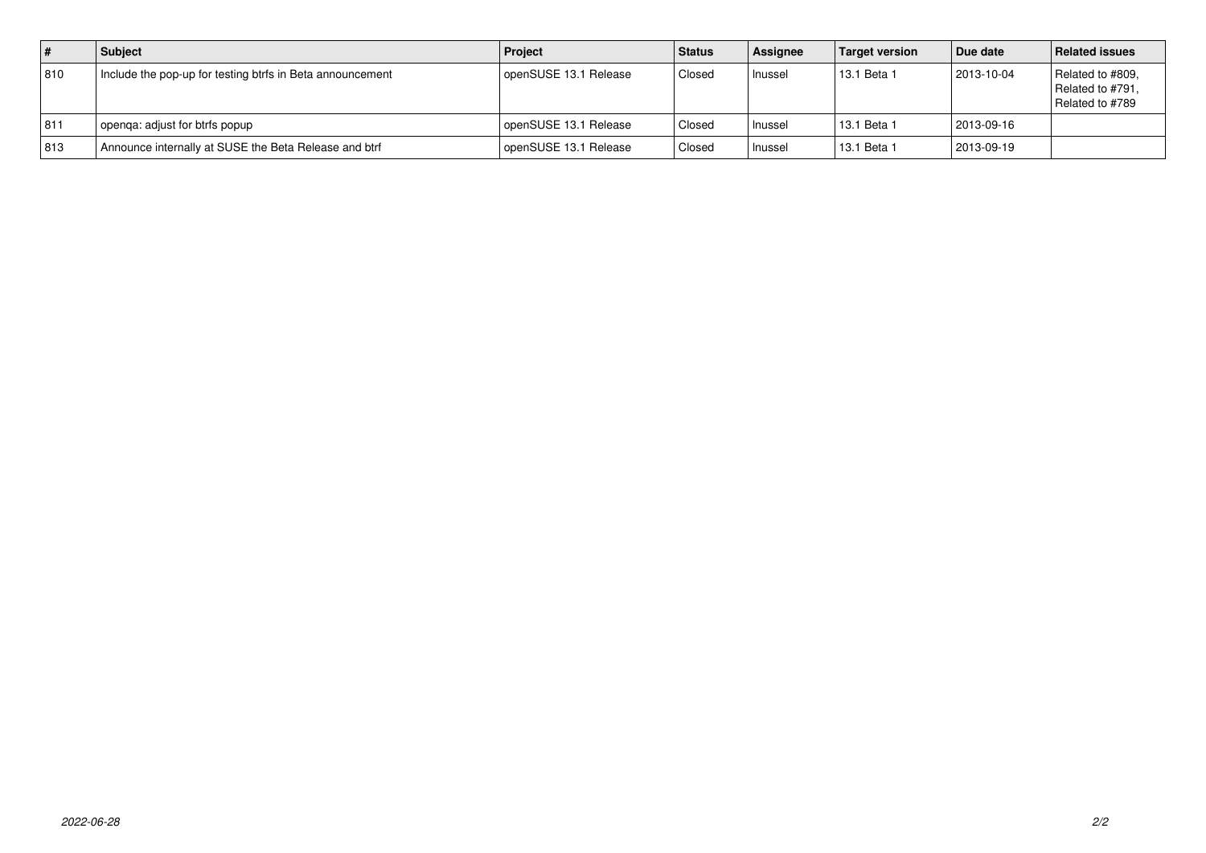| # | Subject | Project | Status | Assignee | Target version | Due date | Related issues |
|---|---|---|---|---|---|---|---|
| 810 | Include the pop-up for testing btrfs in Beta announcement | openSUSE 13.1 Release | Closed | lnussel | 13.1 Beta 1 | 2013-10-04 | Related to #809, Related to #791, Related to #789 |
| 811 | openqa: adjust for btrfs popup | openSUSE 13.1 Release | Closed | lnussel | 13.1 Beta 1 | 2013-09-16 | |
| 813 | Announce internally at SUSE the Beta Release and btrf | openSUSE 13.1 Release | Closed | lnussel | 13.1 Beta 1 | 2013-09-19 | |